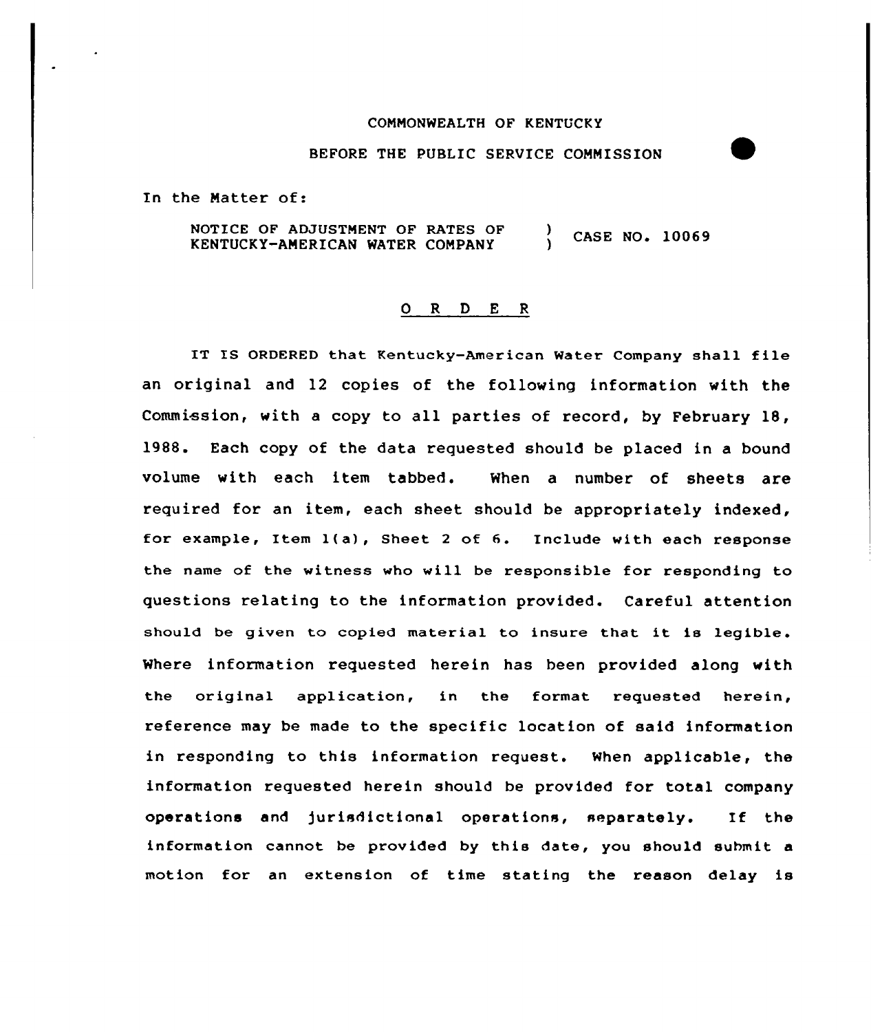COMMONWEALTH OF KENTUCKY

BEFORE THE PUBLIC SERVICE COMMISSION

In the Matter of:

NOTICE OF ADJUSTMENT OF RATES OF KENTUCKY-AMERICAN WATER COMPANY ) CASE NO. 10069

## O R D E R

IT IS ORDERED that Kentucky-American Water Company shall file an original and 12 copies of the following information with the Commission, with a copy to all parties of record, by February 18, 1988. Each copy of the data requested should be placed in a bound volume with each item tabbed. When a number of sheets are required for an item, each sheet should be appropriately indexed, for example, Item 1(a), Sheet 2 of 6. Include with each response the name of the witness who will be responsible for responding to questions relating to the information provided. Careful attention should be given to copied material to insure that it is legible. Where information requested herein has been provided along with the original application, in the format requested herein, reference may be made to the specific location of said information in responding to this information request. When applicable, the information requested herein should be provided for total company operations and jurisdictional operations, separately. If the information cannot be provided by this date, you should submit a motion for an extension of time stating the reason delay is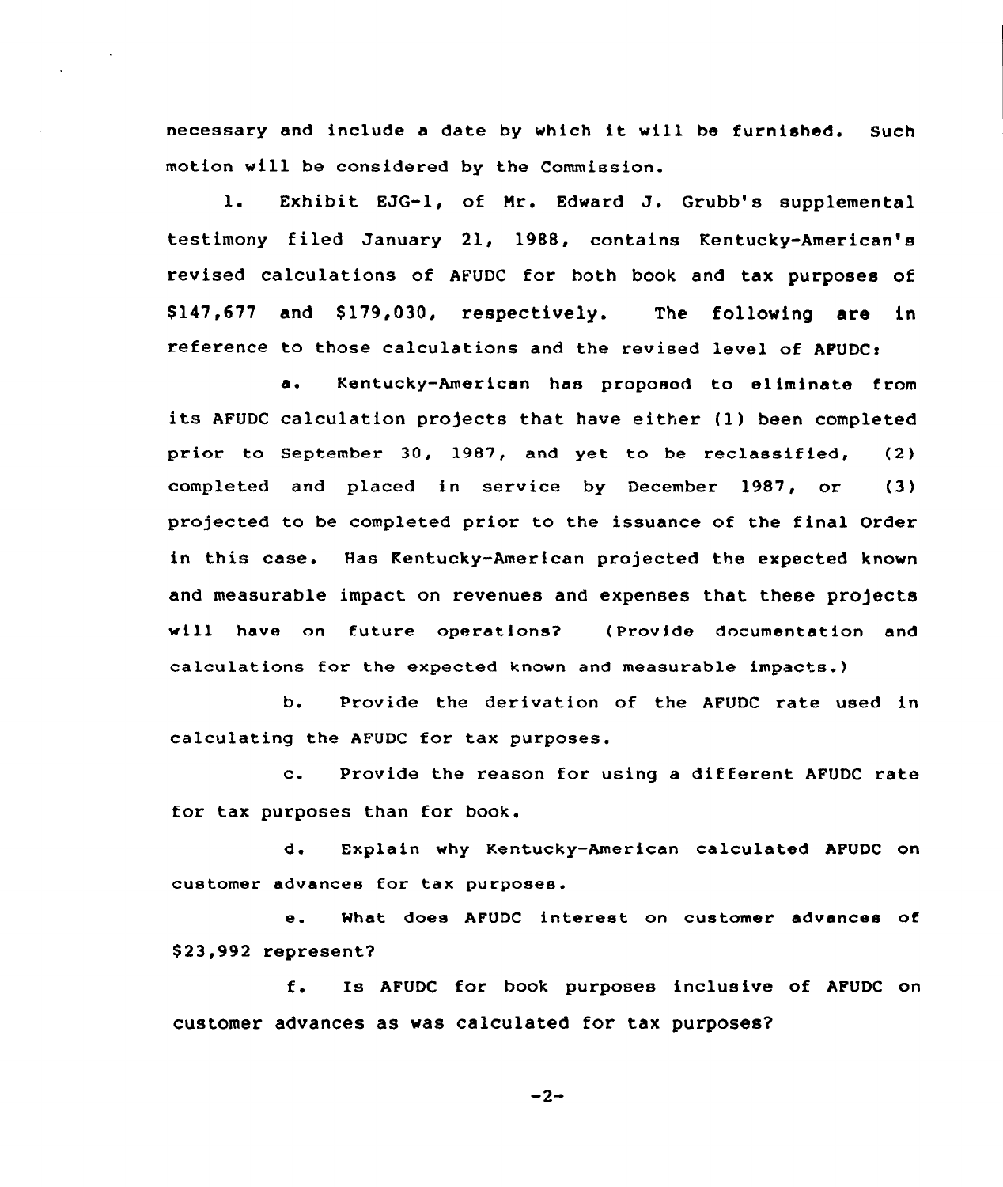necessary and include a date by which it will be furnished. Such motion will be considered by the Commission.

1. Exhibit EJG-1, of Mr. Edward J. Grubb's supplemental testimony filed January 21, 1988, contains Kentucky-American's revised calculations of AFUDC for both book and tax purposes of $147,677 and $179,030, respectively. The following are in reference to those calculations and the revised level of AFUDC:

a. Kentucky-American has proposed to eliminate from its AFUDC calculation projects that have either (1) been completed prior to September 30, 1987, and yet to be reclassified, (2) completed and placed in service by December 1987, or (3) projected to be completed prior to the issuance of the final Order in this case. Has Kentucky-American projected the expected known and measurable impact on revenues and expenses that these projects will have on future operations? (Provide documentation and calculations for the expected known and measurable impacts.)

b. Provide the derivation of the AFUDC rate used in calculating the AFUDC for tax purposes.

c. Provide the reason for using a different AFUDC rate for tax purposes than for book.

d. Explain why Kentucky-American calculated AFUDC on customer advances for tax purposes.

e. What does AFUDC interest on customer advances of $23,992 represent?

f. Is AFUDC for book purposes inclusive of AFUDC on customer advances as was calculated for tax purposes?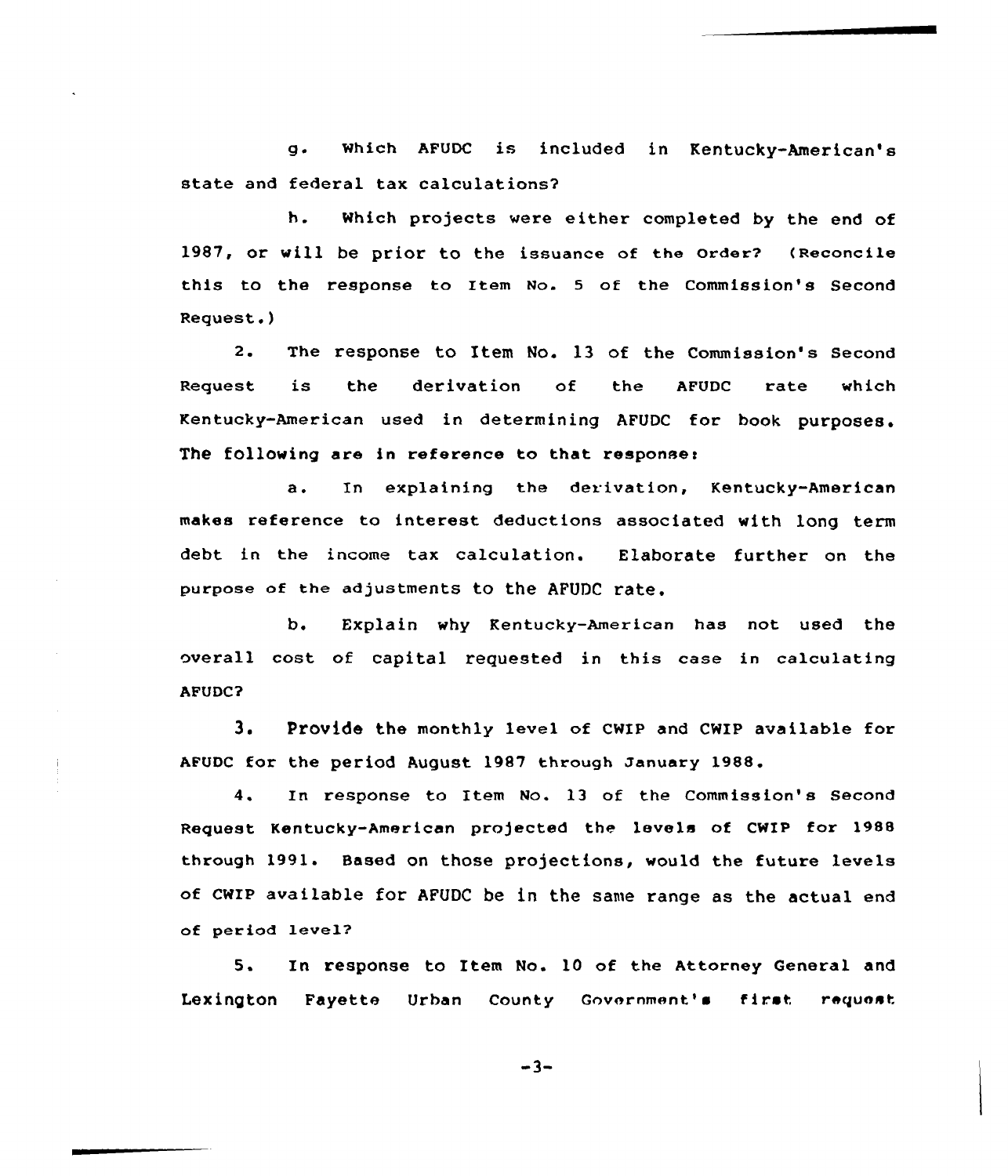g. Which AFUDC is included in Kentucky-American's state and federal tax calculations?

h. Which projects were either completed by the end of 1987, or will be prior to the issuance of the Order? (Reconcile this to the response to Item No. 5 of the Commission's Second Request.)

2. The response to Item No. 13 of the Commission's Second Request is the derivation of the AFUDC rate which Kentucky-American used in determining AFUDC for book purposes. The following are in reference to that response:

a. In explaining the derivation, Kentucky-American makes reference to interest deductions associated with long term debt in the income tax calculation. Elaborate further on the purpose of the adjustments to the AFUDC rate.

b. Explain why Kentucky-American has not used the overall cost of capital requested in this case in calculating AFUDC?

3. Provide the monthly level of CWIP and CWIP available for AFUDC for the period August 1987 through January 1988.

4. In response to Item No. 13 of the Commission's Second Request Kentucky-American projected the levels of CWIP for 1988 through 1991. Based on those projections, would the future levels of CWIP available for AFUDC be in the same range as the actual end of period level?

5. In response to Item No. 10 of the Attorney General and Lexington Fayette Urban County Government's first request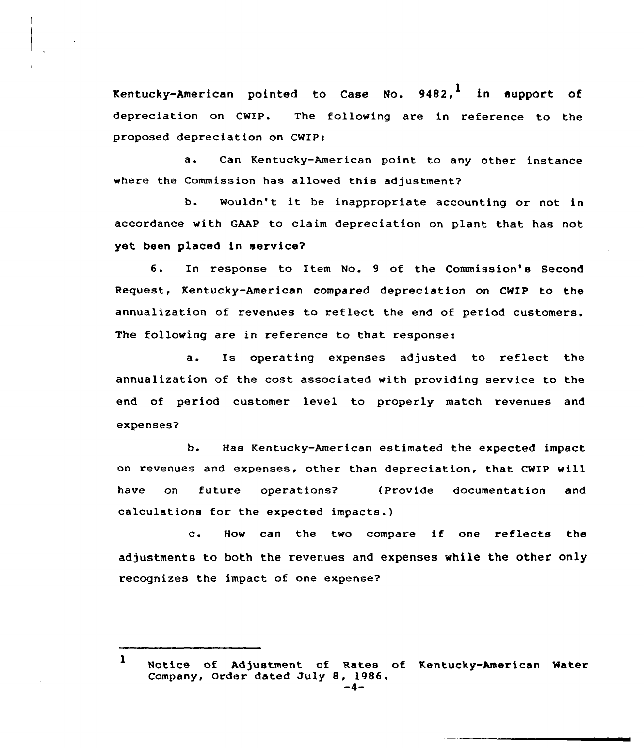Kentucky-American pointed to Case No. 9482,[1] in support of depreciation on CWIP. The following are in reference to the proposed depreciation on CWIP:

a. Can Kentucky-American point to any other instance where the Commission has allowed this adjustment?

b. Wouldn't it be inappropriate accounting or not in accordance with GAAP to claim depreciation on plant that has not yet been placed in service?

6. In response to Item No. 9 of the Commission's Second Request, Kentucky-American compared depreciation on CWIP to the annualization of revenues to reflect the end of period customers. The following are in reference to that response:

a. Is operating expenses adjusted to reflect the annualization of the cost associated with providing service to the end of period customer level to properly match revenues and expenses?

b. Has Kentucky-American estimated the expected impact on revenues and expenses, other than depreciation, that CWIP will have on future operations? (Provide documentation and calculations for the expected impacts.)

c. How can the two compare if one reflects the adjustments to both the revenues and expenses while the other only recognizes the impact of one expense?

---

[1] Notice of Adjustment of Rates of Kentucky-American Water Company, Order dated July 8, 1986.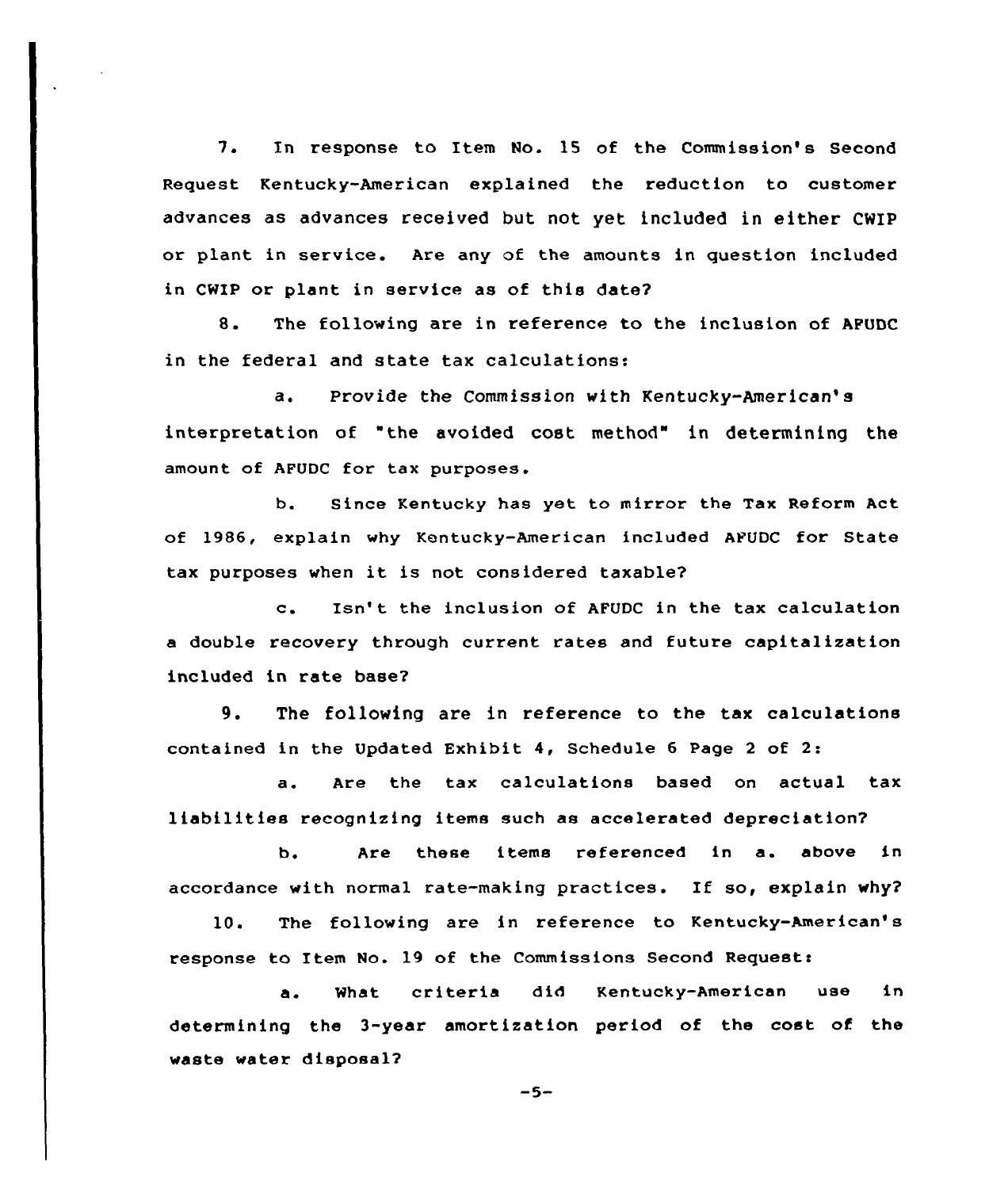7. In response to Item No. 15 of the Commission's Second Request Kentucky-American explained the reduction to customer advances as advances received but not yet included in either CWIP or plant in service. Are any of the amounts in question included in CWIP or plant in service as of this date?

8. The following are in reference to the inclusion of AFUDC in the federal and state tax calculations:

a. Provide the Commission with Kentucky-American's interpretation of "the avoided cost method" in determining the amount of AFUDC for tax purposes.

b. Since Kentucky has yet to mirror the Tax Reform Act of 1986, explain why Kentucky-American included AFUDC for State tax purposes when it is not considered taxable?

c. Isn't the inclusion of AFUDC in the tax calculation a double recovery through current rates and future capitalization included in rate base?

9. The following are in reference to the tax calculations contained in the Updated Exhibit 4, Schedule 6 Page 2 of 2:

a. Are the tax calculations based on actual tax liabilities recognizing items such as accelerated depreciation?

b. Are these items referenced in a. above in accordance with normal rate-making practices. If so, explain why?

10. The following are in reference to Kentucky-American's response to Item No. 19 of the Commissions Second Request:

a. What criteria did Kentucky-American use in determining the 3-year amortization period of the cost of the waste water disposal?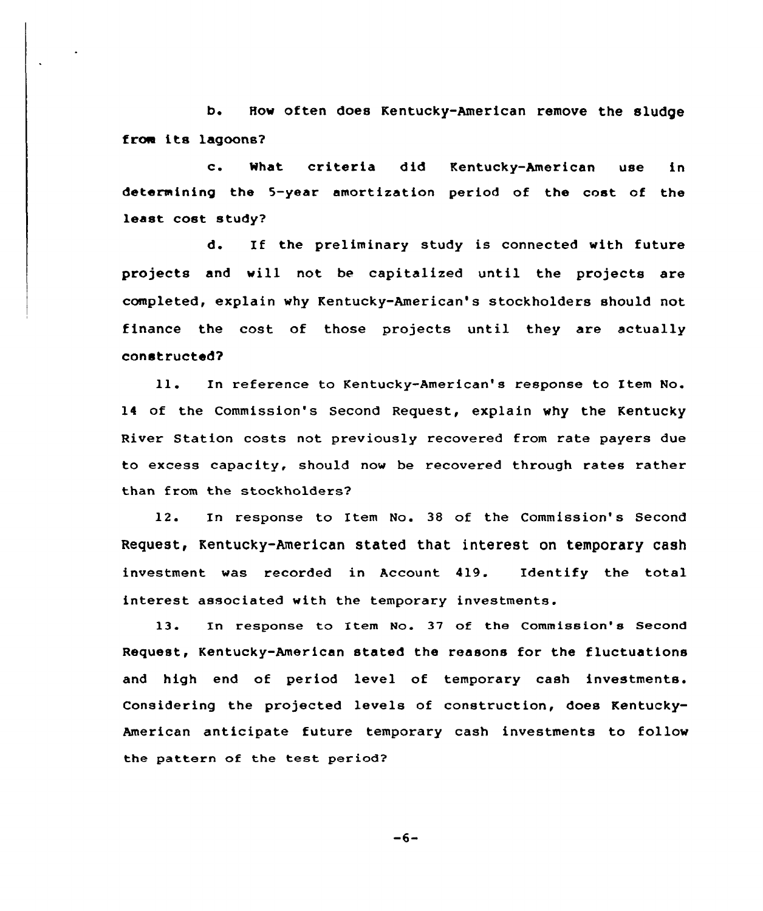b. How often does Kentucky-American remove the sludge from its lagoons?

c. What criteria did Kentucky-American use in determining the 5-year amortization period of the cost of the least cost study?

d. If the preliminary study is connected with future projects and will not be capitalized until the projects are completed, explain why Kentucky-American's stockholders should not finance the cost of those projects until they are actually constructed?

11. In reference to Kentucky-American's response to Item No. 14 of the Commission's Second Request, explain why the Kentucky River Station costs not previously recovered from rate payers due to excess capacity, should now be recovered through rates rather than from the stockholders?

12. In response to Item No. 38 of the Commission's Second Request, Kentucky-American stated that interest on temporary cash investment was recorded in Account 419. Identify the total interest associated with the temporary investments.

13. In response to Item No. 37 of the Commission's Second Request, Kentucky-American stated the reasons for the fluctuations and high end of period level of temporary cash investments. Considering the projected levels of construction, does Kentucky-American anticipate future temporary cash investments to follow the pattern of the test period?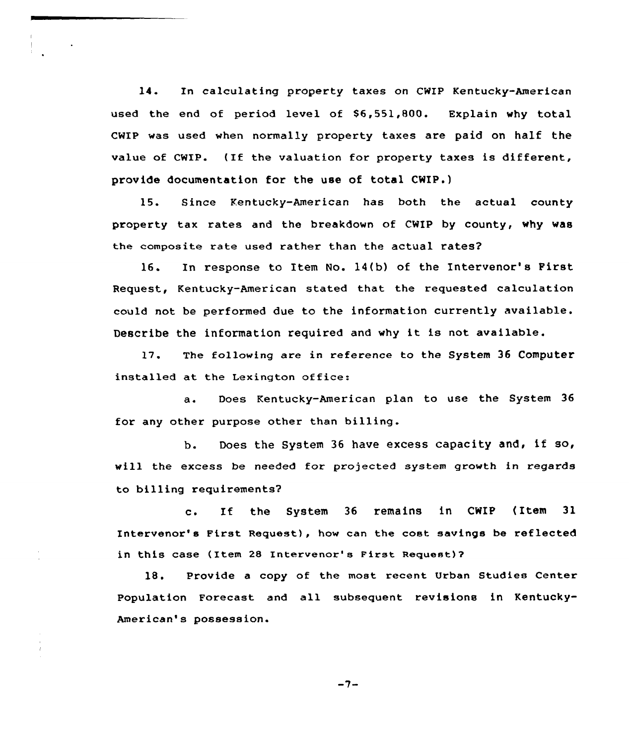14. In calculating property taxes on CWIP Kentucky-American used the end of period level of $6,551,800. Explain why total CWIP was used when normally property taxes are paid on half the value of CWIP. (If the valuation for property taxes is different, provide documentation for the use of total CWIP.)

15. Since Kentucky-American has both the actual county property tax rates and the breakdown of CWIP by county, why was the composite rate used rather than the actual rates?

16. In response to Item No. 14(b) of the Intervenor's First Request, Kentucky-American stated that the requested calculation could not be performed due to the information currently available. Describe the information required and why it is not available.

17. The following are in reference to the System 36 Computer installed at the Lexington office:

a. Does Kentucky-American plan to use the System 36 for any other purpose other than billing.

b. Does the System 36 have excess capacity and, if so, will the excess be needed for projected system growth in regards to billing requirements?

c. If the System 36 remains in CWIP (Item 31 Intervenor's First Request), how can the cost savings be reflected in this case (Item 28 Intervenor's First Request)?

18. Provide a copy of the most recent Urban Studies Center Population Forecast and all subsequent revisions in Kentucky-American's possession.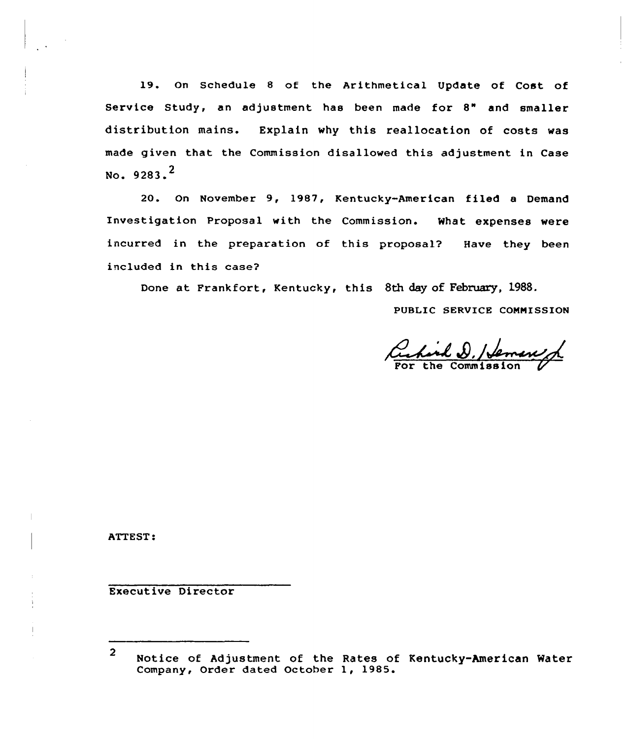19. On Schedule 8 of the Arithmetical Update of Cost of Service Study, an adjustment has been made for 8" and smaller distribution mains. Explain why this reallocation of costs was made given that the Commission disallowed this adjustment in Case No. 9283.[2]

20. On November 9, 1987, Kentucky-American filed a Demand Investigation Proposal with the Commission. What expenses were incurred in the preparation of this proposal? Have they been included in this case?

Done at Frankfort, Kentucky, this 8th day of February, 1988.

PUBLIC SERVICE COMMISSION

For the Commission

ATTEST:

Executive Director

---

[2] Notice of Adjustment of the Rates of Kentucky-American Water Company, Order dated October 1, 1985.